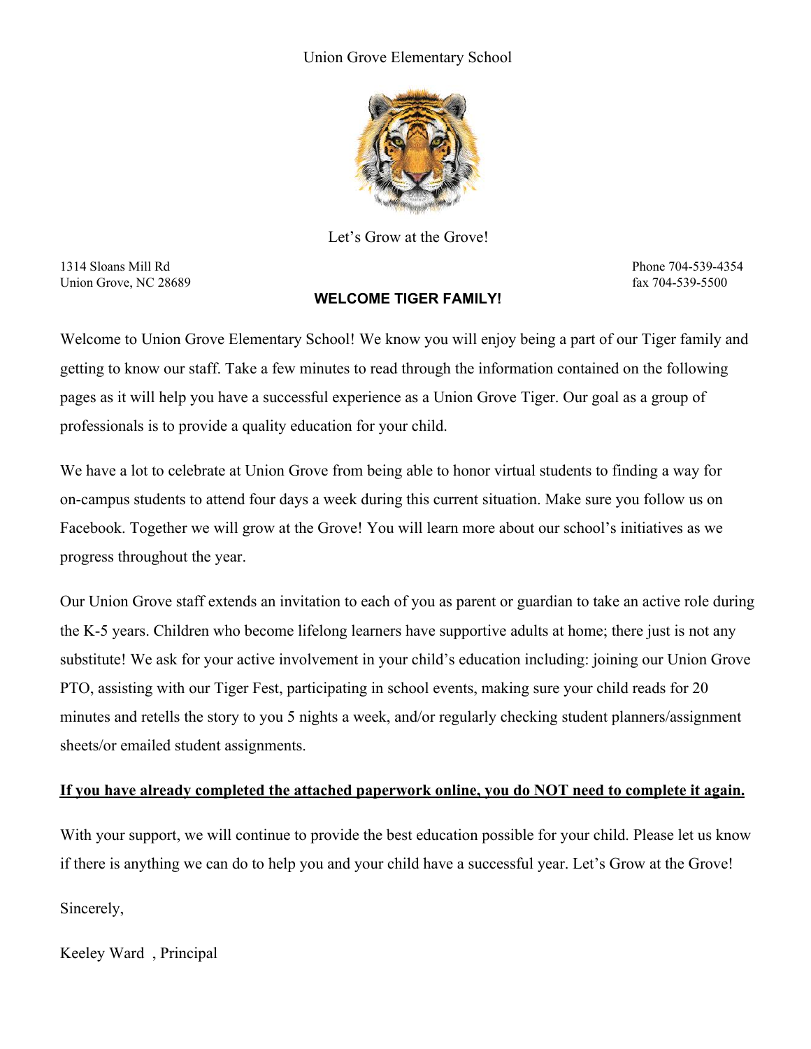Union Grove Elementary School

Let's Grow at the Grove!

1314 Sloans Mill Rd
Union Grove, NC 28689

Phone 704-539-4354
fax 704-539-5500

**WELCOME TIGER FAMILY!**

Welcome to Union Grove Elementary School! We know you will enjoy being a part of our Tiger family and getting to know our staff. Take a few minutes to read through the information contained on the following pages as it will help you have a successful experience as a Union Grove Tiger. Our goal as a group of professionals is to provide a quality education for your child.

We have a lot to celebrate at Union Grove from being able to honor virtual students to finding a way for on-campus students to attend four days a week during this current situation. Make sure you follow us on Facebook. Together we will grow at the Grove! You will learn more about our school's initiatives as we progress throughout the year.

Our Union Grove staff extends an invitation to each of you as parent or guardian to take an active role during the K-5 years. Children who become lifelong learners have supportive adults at home; there just is not any substitute! We ask for your active involvement in your child's education including: joining our Union Grove PTO, assisting with our Tiger Fest, participating in school events, making sure your child reads for 20 minutes and retells the story to you 5 nights a week, and/or regularly checking student planners/assignment sheets/or emailed student assignments.

**<u>If you have already completed the attached paperwork online, you do NOT need to complete it again.</u>**

With your support, we will continue to provide the best education possible for your child. Please let us know if there is anything we can do to help you and your child have a successful year. Let's Grow at the Grove!

Sincerely,

Keeley Ward , Principal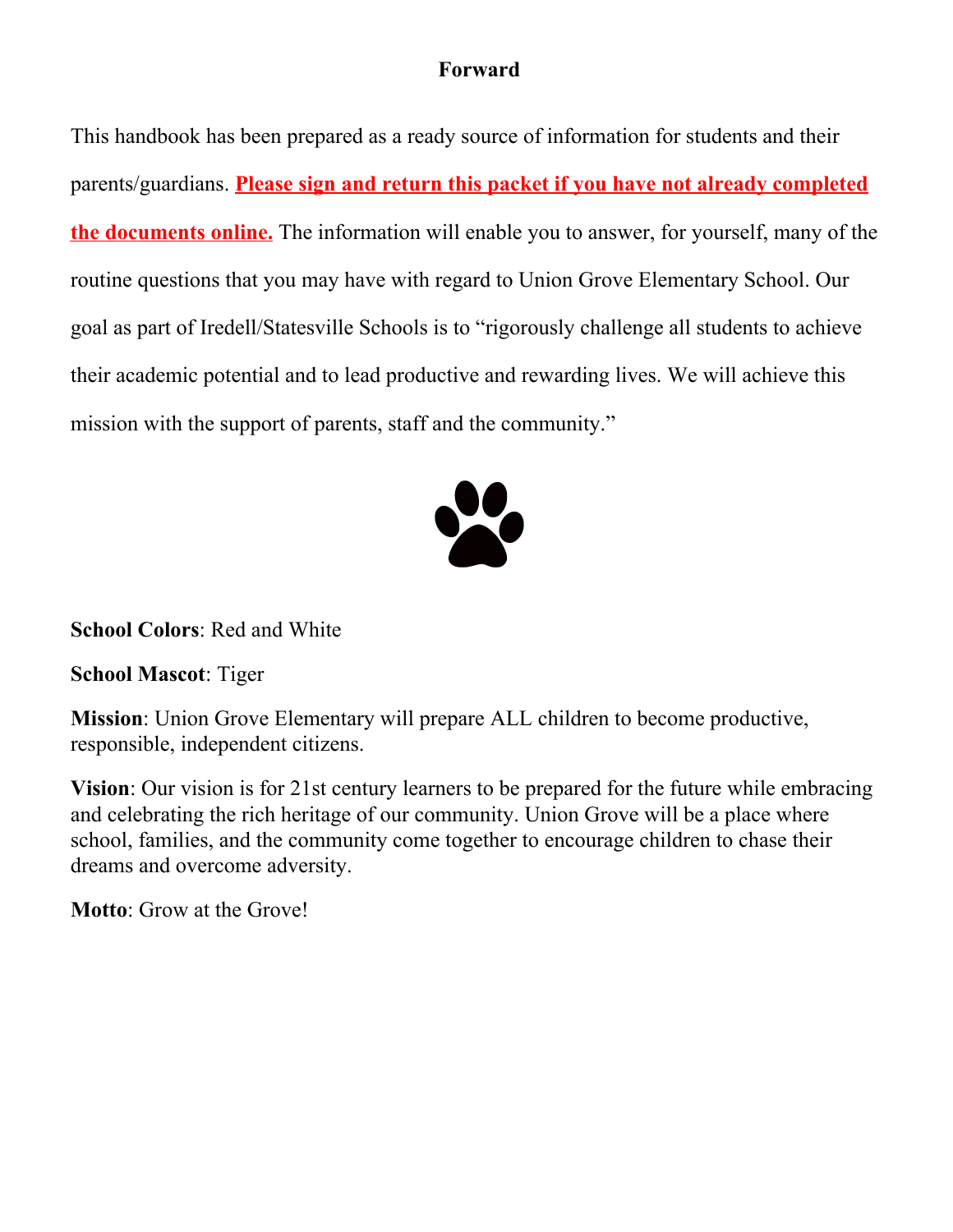## Forward

This handbook has been prepared as a ready source of information for students and their parents/guardians. **Please sign and return this packet if you have not already completed the documents online.** The information will enable you to answer, for yourself, many of the routine questions that you may have with regard to Union Grove Elementary School. Our goal as part of Iredell/Statesville Schools is to "rigorously challenge all students to achieve their academic potential and to lead productive and rewarding lives. We will achieve this mission with the support of parents, staff and the community."

**School Colors**: Red and White

**School Mascot**: Tiger

**Mission**: Union Grove Elementary will prepare ALL children to become productive, responsible, independent citizens.

**Vision**: Our vision is for 21st century learners to be prepared for the future while embracing and celebrating the rich heritage of our community. Union Grove will be a place where school, families, and the community come together to encourage children to chase their dreams and overcome adversity.

**Motto**: Grow at the Grove!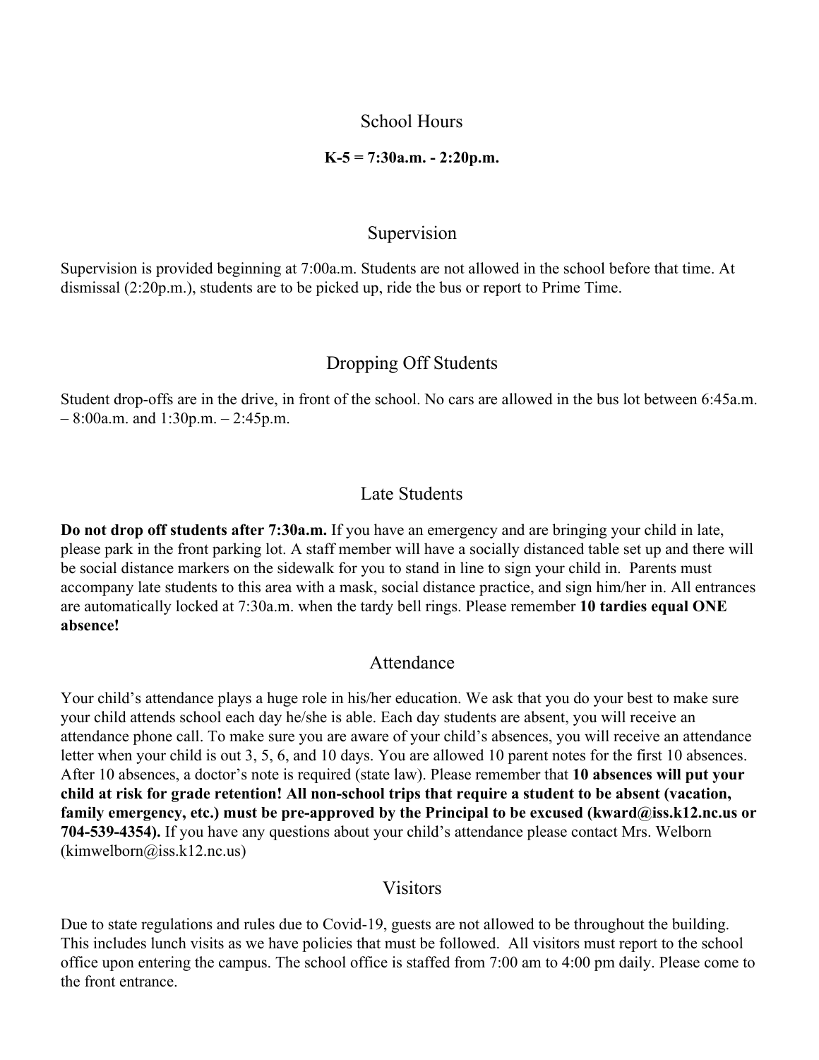## School Hours

**K-5 = 7:30a.m. - 2:20p.m.**

## Supervision

Supervision is provided beginning at 7:00a.m. Students are not allowed in the school before that time. At dismissal (2:20p.m.), students are to be picked up, ride the bus or report to Prime Time.

## Dropping Off Students

Student drop-offs are in the drive, in front of the school. No cars are allowed in the bus lot between 6:45a.m. – 8:00a.m. and 1:30p.m. – 2:45p.m.

## Late Students

**Do not drop off students after 7:30a.m.** If you have an emergency and are bringing your child in late, please park in the front parking lot. A staff member will have a socially distanced table set up and there will be social distance markers on the sidewalk for you to stand in line to sign your child in. Parents must accompany late students to this area with a mask, social distance practice, and sign him/her in. All entrances are automatically locked at 7:30a.m. when the tardy bell rings. Please remember **10 tardies equal ONE absence!**

## Attendance

Your child's attendance plays a huge role in his/her education. We ask that you do your best to make sure your child attends school each day he/she is able. Each day students are absent, you will receive an attendance phone call. To make sure you are aware of your child's absences, you will receive an attendance letter when your child is out 3, 5, 6, and 10 days. You are allowed 10 parent notes for the first 10 absences. After 10 absences, a doctor's note is required (state law). Please remember that **10 absences will put your child at risk for grade retention! All non-school trips that require a student to be absent (vacation, family emergency, etc.) must be pre-approved by the Principal to be excused (kward@iss.k12.nc.us or 704-539-4354).** If you have any questions about your child's attendance please contact Mrs. Welborn (kimwelborn@iss.k12.nc.us)

## Visitors

Due to state regulations and rules due to Covid-19, guests are not allowed to be throughout the building. This includes lunch visits as we have policies that must be followed. All visitors must report to the school office upon entering the campus. The school office is staffed from 7:00 am to 4:00 pm daily. Please come to the front entrance.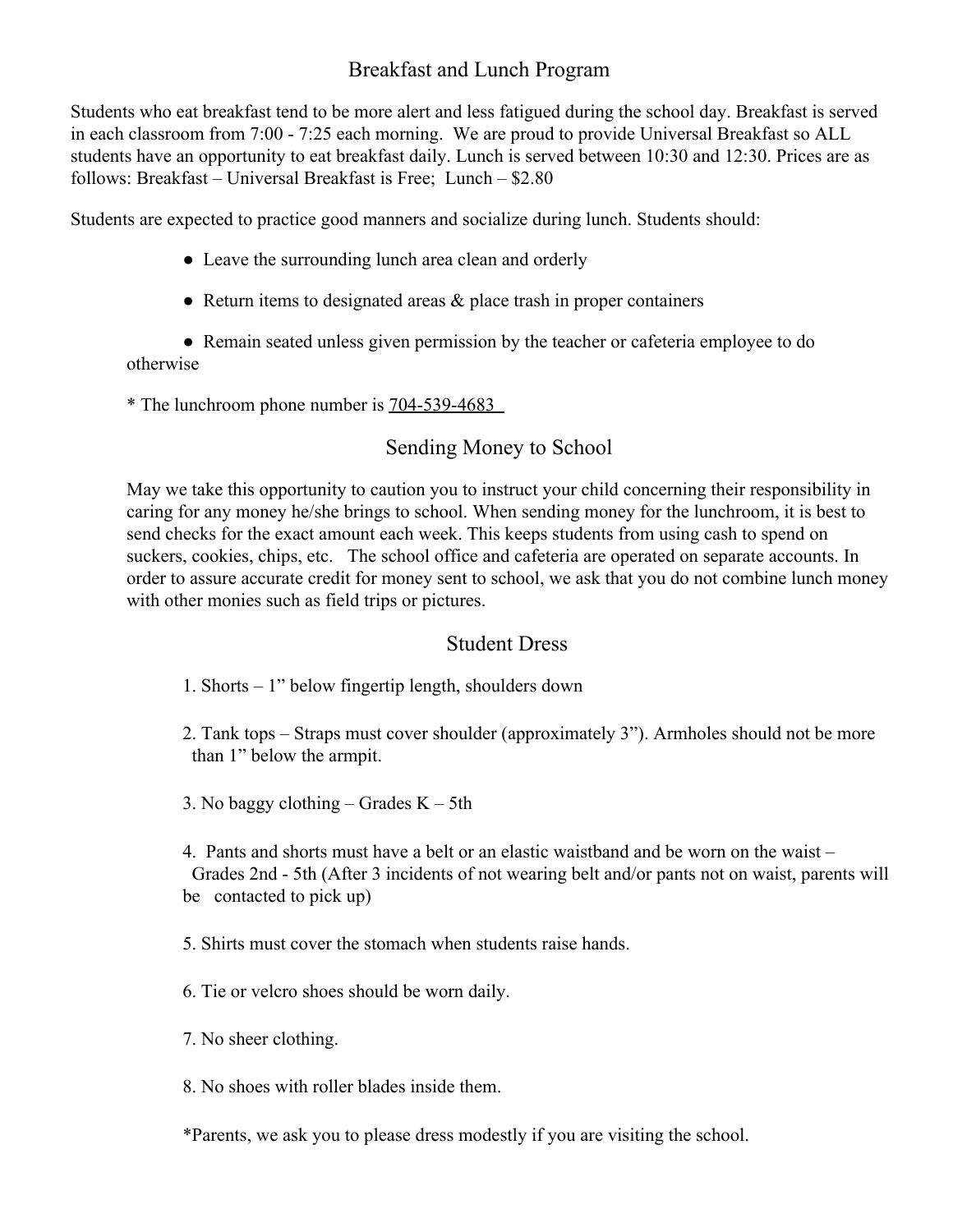## Breakfast and Lunch Program

Students who eat breakfast tend to be more alert and less fatigued during the school day. Breakfast is served in each classroom from 7:00 - 7:25 each morning. We are proud to provide Universal Breakfast so ALL students have an opportunity to eat breakfast daily. Lunch is served between 10:30 and 12:30. Prices are as follows: Breakfast – Universal Breakfast is Free; Lunch – $2.80

Students are expected to practice good manners and socialize during lunch. Students should:

- Leave the surrounding lunch area clean and orderly
- Return items to designated areas & place trash in proper containers
- Remain seated unless given permission by the teacher or cafeteria employee to do otherwise

* The lunchroom phone number is 704-539-4683

## Sending Money to School

May we take this opportunity to caution you to instruct your child concerning their responsibility in caring for any money he/she brings to school. When sending money for the lunchroom, it is best to send checks for the exact amount each week. This keeps students from using cash to spend on suckers, cookies, chips, etc. The school office and cafeteria are operated on separate accounts. In order to assure accurate credit for money sent to school, we ask that you do not combine lunch money with other monies such as field trips or pictures.

## Student Dress

1. Shorts – 1” below fingertip length, shoulders down
2. Tank tops – Straps must cover shoulder (approximately 3”). Armholes should not be more than 1” below the armpit.
3. No baggy clothing – Grades K – 5th
4. Pants and shorts must have a belt or an elastic waistband and be worn on the waist – Grades 2nd - 5th (After 3 incidents of not wearing belt and/or pants not on waist, parents will be contacted to pick up)
5. Shirts must cover the stomach when students raise hands.
6. Tie or velcro shoes should be worn daily.
7. No sheer clothing.
8. No shoes with roller blades inside them.

*Parents, we ask you to please dress modestly if you are visiting the school.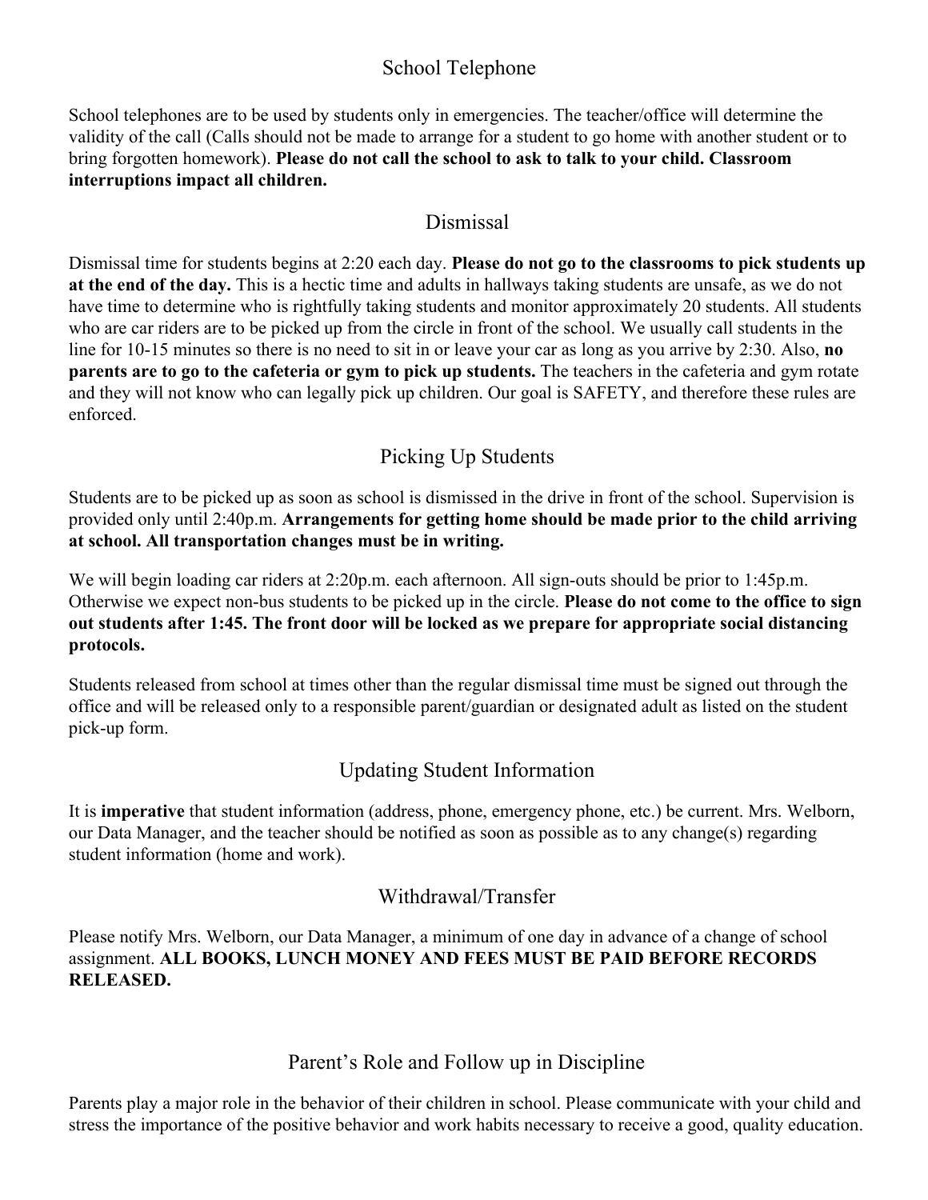## School Telephone

School telephones are to be used by students only in emergencies. The teacher/office will determine the validity of the call (Calls should not be made to arrange for a student to go home with another student or to bring forgotten homework). **Please do not call the school to ask to talk to your child. Classroom interruptions impact all children.**

## Dismissal

Dismissal time for students begins at 2:20 each day. **Please do not go to the classrooms to pick students up at the end of the day.** This is a hectic time and adults in hallways taking students are unsafe, as we do not have time to determine who is rightfully taking students and monitor approximately 20 students. All students who are car riders are to be picked up from the circle in front of the school. We usually call students in the line for 10-15 minutes so there is no need to sit in or leave your car as long as you arrive by 2:30. Also, **no parents are to go to the cafeteria or gym to pick up students.** The teachers in the cafeteria and gym rotate and they will not know who can legally pick up children. Our goal is SAFETY, and therefore these rules are enforced.

## Picking Up Students

Students are to be picked up as soon as school is dismissed in the drive in front of the school. Supervision is provided only until 2:40p.m. **Arrangements for getting home should be made prior to the child arriving at school. All transportation changes must be in writing.**

We will begin loading car riders at 2:20p.m. each afternoon. All sign-outs should be prior to 1:45p.m. Otherwise we expect non-bus students to be picked up in the circle. **Please do not come to the office to sign out students after 1:45. The front door will be locked as we prepare for appropriate social distancing protocols.**

Students released from school at times other than the regular dismissal time must be signed out through the office and will be released only to a responsible parent/guardian or designated adult as listed on the student pick-up form.

## Updating Student Information

It is **imperative** that student information (address, phone, emergency phone, etc.) be current. Mrs. Welborn, our Data Manager, and the teacher should be notified as soon as possible as to any change(s) regarding student information (home and work).

## Withdrawal/Transfer

Please notify Mrs. Welborn, our Data Manager, a minimum of one day in advance of a change of school assignment. **ALL BOOKS, LUNCH MONEY AND FEES MUST BE PAID BEFORE RECORDS RELEASED.**

## Parent's Role and Follow up in Discipline

Parents play a major role in the behavior of their children in school. Please communicate with your child and stress the importance of the positive behavior and work habits necessary to receive a good, quality education.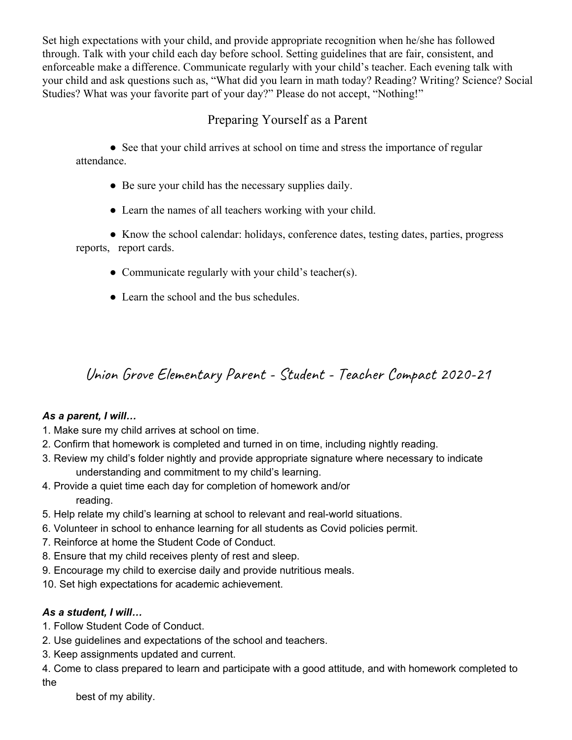Set high expectations with your child, and provide appropriate recognition when he/she has followed through. Talk with your child each day before school. Setting guidelines that are fair, consistent, and enforceable make a difference. Communicate regularly with your child's teacher. Each evening talk with your child and ask questions such as, "What did you learn in math today? Reading? Writing? Science? Social Studies? What was your favorite part of your day?" Please do not accept, "Nothing!"

## Preparing Yourself as a Parent

- See that your child arrives at school on time and stress the importance of regular attendance.
- Be sure your child has the necessary supplies daily.
- Learn the names of all teachers working with your child.
- Know the school calendar: holidays, conference dates, testing dates, parties, progress reports, report cards.
- Communicate regularly with your child's teacher(s).
- Learn the school and the bus schedules.

## Union Grove Elementary Parent - Student - Teacher Compact 2020-21

***As a parent, I will…***

1. Make sure my child arrives at school on time.
2. Confirm that homework is completed and turned in on time, including nightly reading.
3. Review my child's folder nightly and provide appropriate signature where necessary to indicate understanding and commitment to my child's learning.
4. Provide a quiet time each day for completion of homework and/or reading.
5. Help relate my child's learning at school to relevant and real-world situations.
6. Volunteer in school to enhance learning for all students as Covid policies permit.
7. Reinforce at home the Student Code of Conduct.
8. Ensure that my child receives plenty of rest and sleep.
9. Encourage my child to exercise daily and provide nutritious meals.
10. Set high expectations for academic achievement.

***As a student, I will…***

1. Follow Student Code of Conduct.
2. Use guidelines and expectations of the school and teachers.
3. Keep assignments updated and current.
4. Come to class prepared to learn and participate with a good attitude, and with homework completed to the best of my ability.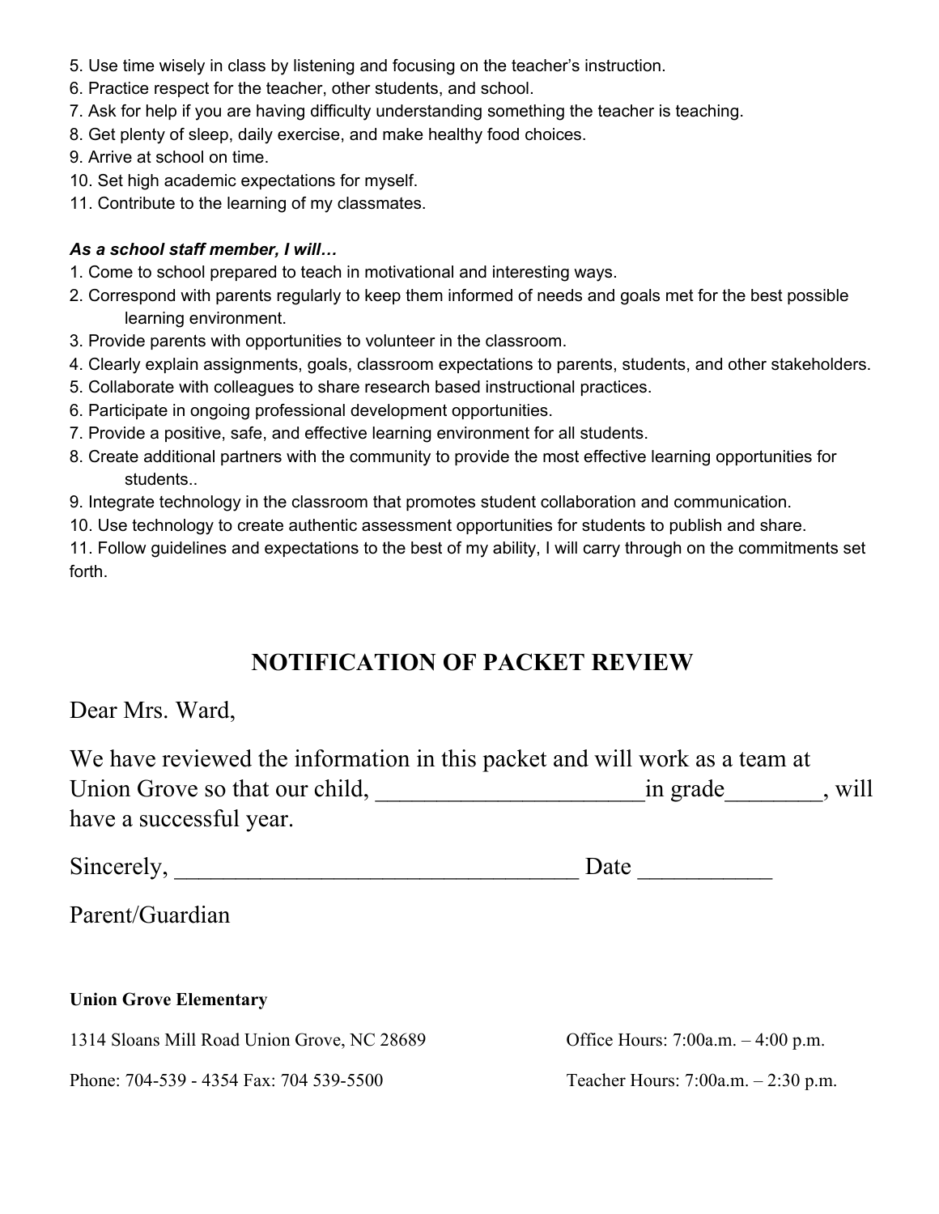5. Use time wisely in class by listening and focusing on the teacher's instruction.
6. Practice respect for the teacher, other students, and school.
7. Ask for help if you are having difficulty understanding something the teacher is teaching.
8. Get plenty of sleep, daily exercise, and make healthy food choices.
9. Arrive at school on time.
10. Set high academic expectations for myself.
11. Contribute to the learning of my classmates.

***As a school staff member, I will…***

1. Come to school prepared to teach in motivational and interesting ways.
2. Correspond with parents regularly to keep them informed of needs and goals met for the best possible learning environment.
3. Provide parents with opportunities to volunteer in the classroom.
4. Clearly explain assignments, goals, classroom expectations to parents, students, and other stakeholders.
5. Collaborate with colleagues to share research based instructional practices.
6. Participate in ongoing professional development opportunities.
7. Provide a positive, safe, and effective learning environment for all students.
8. Create additional partners with the community to provide the most effective learning opportunities for students..
9. Integrate technology in the classroom that promotes student collaboration and communication.
10. Use technology to create authentic assessment opportunities for students to publish and share.
11. Follow guidelines and expectations to the best of my ability, I will carry through on the commitments set forth.

## NOTIFICATION OF PACKET REVIEW

Dear Mrs. Ward,

We have reviewed the information in this packet and will work as a team at Union Grove so that our child, ______________________in grade________, will have a successful year.

Sincerely, _________________________________ Date ___________

Parent/Guardian

**Union Grove Elementary**

1314 Sloans Mill Road Union Grove, NC 28689

Office Hours: 7:00a.m. – 4:00 p.m.

Phone: 704-539 - 4354 Fax: 704 539-5500

Teacher Hours: 7:00a.m. – 2:30 p.m.